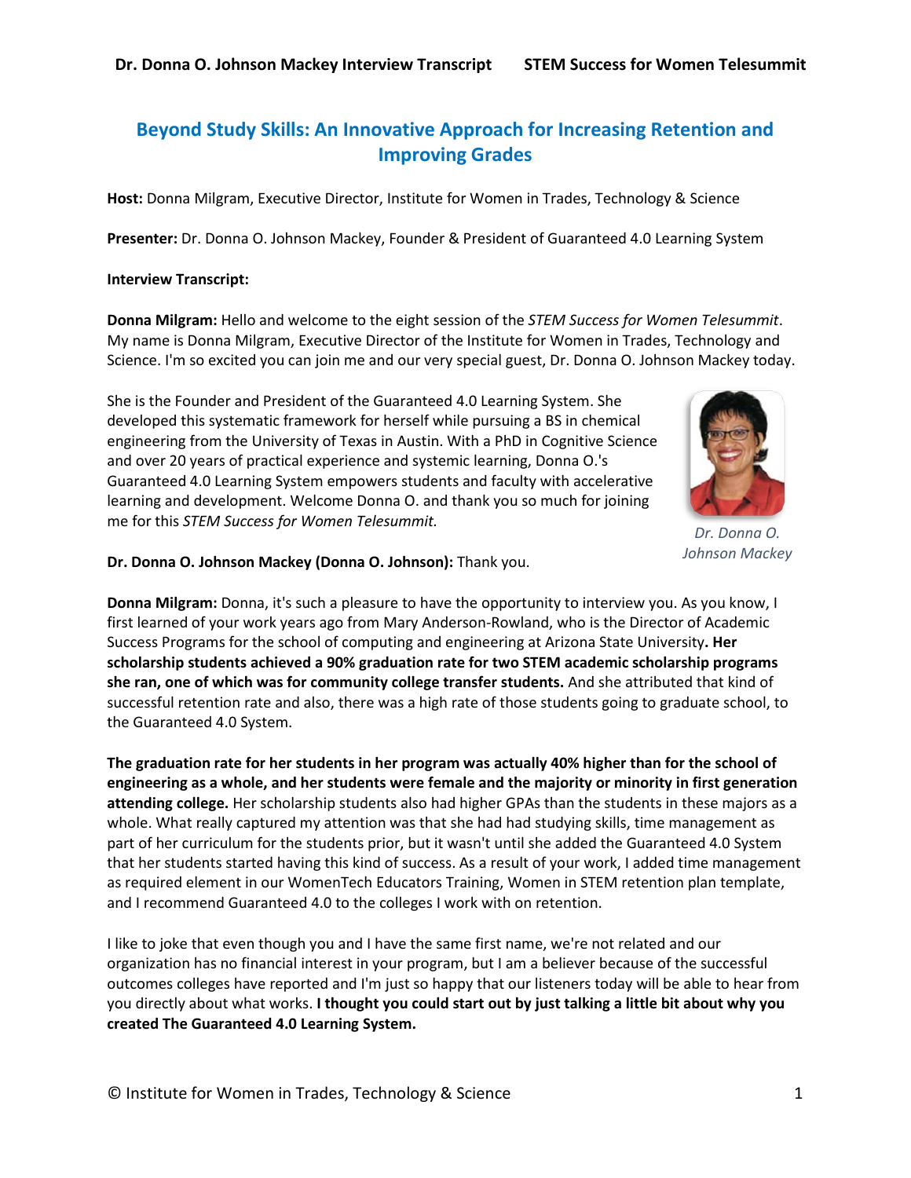# Beyond Study Skills: An Innovative Approach for Increasing Retention and Improving Grades

**Host:** Donna Milgram, Executive Director, Institute for Women in Trades, Technology & Science

**Presenter:** Dr. Donna O. Johnson Mackey, Founder & President of Guaranteed 4.0 Learning System

**Interview Transcript:**

**Donna Milgram:** Hello and welcome to the eight session of the *STEM Success for Women Telesummit*. My name is Donna Milgram, Executive Director of the Institute for Women in Trades, Technology and Science. I'm so excited you can join me and our very special guest, Dr. Donna O. Johnson Mackey today.

She is the Founder and President of the Guaranteed 4.0 Learning System. She developed this systematic framework for herself while pursuing a BS in chemical engineering from the University of Texas in Austin. With a PhD in Cognitive Science and over 20 years of practical experience and systemic learning, Donna O.'s Guaranteed 4.0 Learning System empowers students and faculty with accelerative learning and development. Welcome Donna O. and thank you so much for joining me for this *STEM Success for Women Telesummit.*

*Dr. Donna O. Johnson Mackey*

**Dr. Donna O. Johnson Mackey (Donna O. Johnson):** Thank you.

**Donna Milgram:** Donna, it's such a pleasure to have the opportunity to interview you. As you know, I first learned of your work years ago from Mary Anderson-Rowland, who is the Director of Academic Success Programs for the school of computing and engineering at Arizona State University**. Her scholarship students achieved a 90% graduation rate for two STEM academic scholarship programs she ran, one of which was for community college transfer students.** And she attributed that kind of successful retention rate and also, there was a high rate of those students going to graduate school, to the Guaranteed 4.0 System.

**The graduation rate for her students in her program was actually 40% higher than for the school of engineering as a whole, and her students were female and the majority or minority in first generation attending college.** Her scholarship students also had higher GPAs than the students in these majors as a whole. What really captured my attention was that she had had studying skills, time management as part of her curriculum for the students prior, but it wasn't until she added the Guaranteed 4.0 System that her students started having this kind of success. As a result of your work, I added time management as required element in our WomenTech Educators Training, Women in STEM retention plan template, and I recommend Guaranteed 4.0 to the colleges I work with on retention.

I like to joke that even though you and I have the same first name, we're not related and our organization has no financial interest in your program, but I am a believer because of the successful outcomes colleges have reported and I'm just so happy that our listeners today will be able to hear from you directly about what works. **I thought you could start out by just talking a little bit about why you created The Guaranteed 4.0 Learning System.**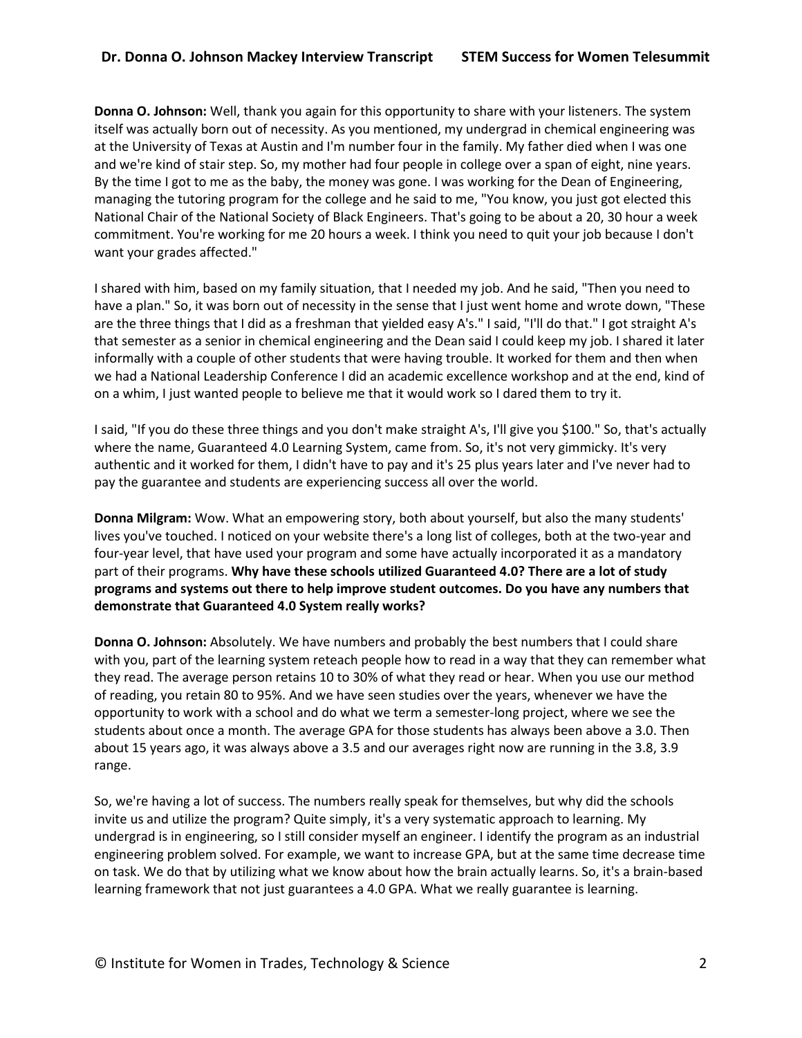**Donna O. Johnson:** Well, thank you again for this opportunity to share with your listeners. The system itself was actually born out of necessity. As you mentioned, my undergrad in chemical engineering was at the University of Texas at Austin and I'm number four in the family. My father died when I was one and we're kind of stair step. So, my mother had four people in college over a span of eight, nine years. By the time I got to me as the baby, the money was gone. I was working for the Dean of Engineering, managing the tutoring program for the college and he said to me, "You know, you just got elected this National Chair of the National Society of Black Engineers. That's going to be about a 20, 30 hour a week commitment. You're working for me 20 hours a week. I think you need to quit your job because I don't want your grades affected."

I shared with him, based on my family situation, that I needed my job. And he said, "Then you need to have a plan." So, it was born out of necessity in the sense that I just went home and wrote down, "These are the three things that I did as a freshman that yielded easy A's." I said, "I'll do that." I got straight A's that semester as a senior in chemical engineering and the Dean said I could keep my job. I shared it later informally with a couple of other students that were having trouble. It worked for them and then when we had a National Leadership Conference I did an academic excellence workshop and at the end, kind of on a whim, I just wanted people to believe me that it would work so I dared them to try it.

I said, "If you do these three things and you don't make straight A's, I'll give you $100." So, that's actually where the name, Guaranteed 4.0 Learning System, came from. So, it's not very gimmicky. It's very authentic and it worked for them, I didn't have to pay and it's 25 plus years later and I've never had to pay the guarantee and students are experiencing success all over the world.

**Donna Milgram:** Wow. What an empowering story, both about yourself, but also the many students' lives you've touched. I noticed on your website there's a long list of colleges, both at the two-year and four-year level, that have used your program and some have actually incorporated it as a mandatory part of their programs. **Why have these schools utilized Guaranteed 4.0? There are a lot of study programs and systems out there to help improve student outcomes. Do you have any numbers that demonstrate that Guaranteed 4.0 System really works?**

**Donna O. Johnson:** Absolutely. We have numbers and probably the best numbers that I could share with you, part of the learning system reteach people how to read in a way that they can remember what they read. The average person retains 10 to 30% of what they read or hear. When you use our method of reading, you retain 80 to 95%. And we have seen studies over the years, whenever we have the opportunity to work with a school and do what we term a semester-long project, where we see the students about once a month. The average GPA for those students has always been above a 3.0. Then about 15 years ago, it was always above a 3.5 and our averages right now are running in the 3.8, 3.9 range.

So, we're having a lot of success. The numbers really speak for themselves, but why did the schools invite us and utilize the program? Quite simply, it's a very systematic approach to learning. My undergrad is in engineering, so I still consider myself an engineer. I identify the program as an industrial engineering problem solved. For example, we want to increase GPA, but at the same time decrease time on task. We do that by utilizing what we know about how the brain actually learns. So, it's a brain-based learning framework that not just guarantees a 4.0 GPA. What we really guarantee is learning.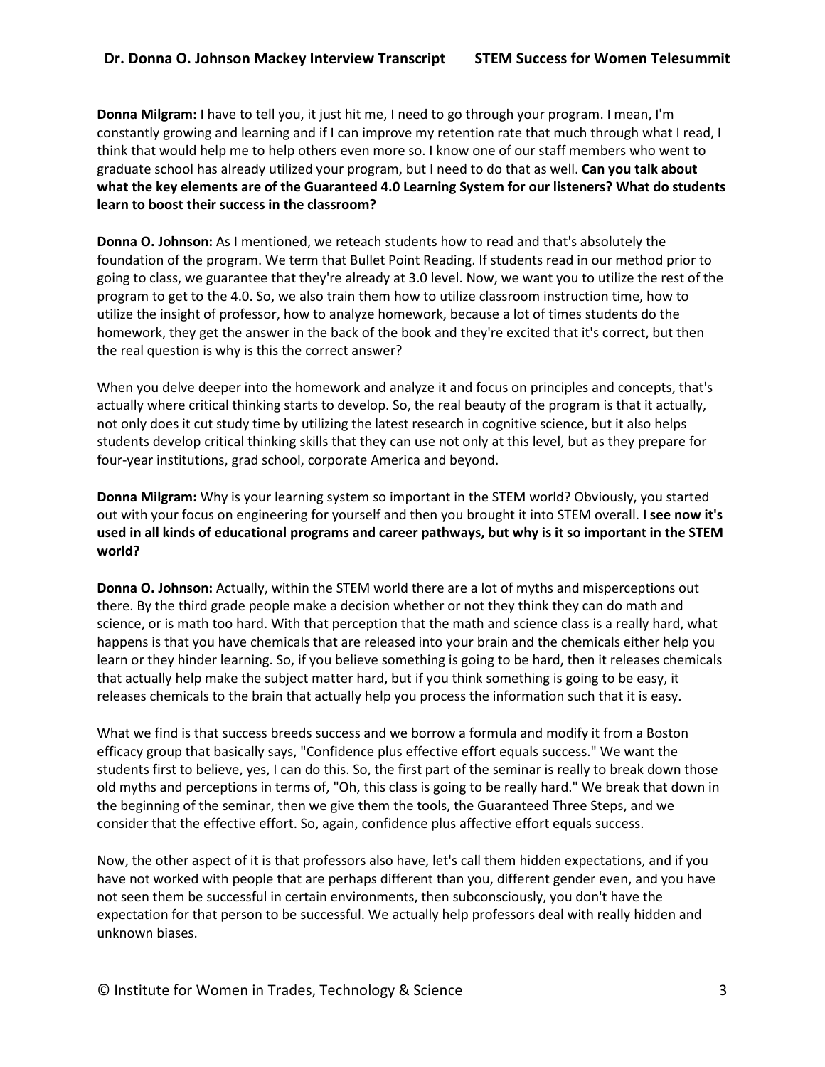**Donna Milgram:** I have to tell you, it just hit me, I need to go through your program. I mean, I'm constantly growing and learning and if I can improve my retention rate that much through what I read, I think that would help me to help others even more so. I know one of our staff members who went to graduate school has already utilized your program, but I need to do that as well. **Can you talk about what the key elements are of the Guaranteed 4.0 Learning System for our listeners? What do students learn to boost their success in the classroom?**

**Donna O. Johnson:** As I mentioned, we reteach students how to read and that's absolutely the foundation of the program. We term that Bullet Point Reading. If students read in our method prior to going to class, we guarantee that they're already at 3.0 level. Now, we want you to utilize the rest of the program to get to the 4.0. So, we also train them how to utilize classroom instruction time, how to utilize the insight of professor, how to analyze homework, because a lot of times students do the homework, they get the answer in the back of the book and they're excited that it's correct, but then the real question is why is this the correct answer?

When you delve deeper into the homework and analyze it and focus on principles and concepts, that's actually where critical thinking starts to develop. So, the real beauty of the program is that it actually, not only does it cut study time by utilizing the latest research in cognitive science, but it also helps students develop critical thinking skills that they can use not only at this level, but as they prepare for four-year institutions, grad school, corporate America and beyond.

**Donna Milgram:** Why is your learning system so important in the STEM world? Obviously, you started out with your focus on engineering for yourself and then you brought it into STEM overall. **I see now it's used in all kinds of educational programs and career pathways, but why is it so important in the STEM world?**

**Donna O. Johnson:** Actually, within the STEM world there are a lot of myths and misperceptions out there. By the third grade people make a decision whether or not they think they can do math and science, or is math too hard. With that perception that the math and science class is a really hard, what happens is that you have chemicals that are released into your brain and the chemicals either help you learn or they hinder learning. So, if you believe something is going to be hard, then it releases chemicals that actually help make the subject matter hard, but if you think something is going to be easy, it releases chemicals to the brain that actually help you process the information such that it is easy.

What we find is that success breeds success and we borrow a formula and modify it from a Boston efficacy group that basically says, "Confidence plus effective effort equals success." We want the students first to believe, yes, I can do this. So, the first part of the seminar is really to break down those old myths and perceptions in terms of, "Oh, this class is going to be really hard." We break that down in the beginning of the seminar, then we give them the tools, the Guaranteed Three Steps, and we consider that the effective effort. So, again, confidence plus affective effort equals success.

Now, the other aspect of it is that professors also have, let's call them hidden expectations, and if you have not worked with people that are perhaps different than you, different gender even, and you have not seen them be successful in certain environments, then subconsciously, you don't have the expectation for that person to be successful. We actually help professors deal with really hidden and unknown biases.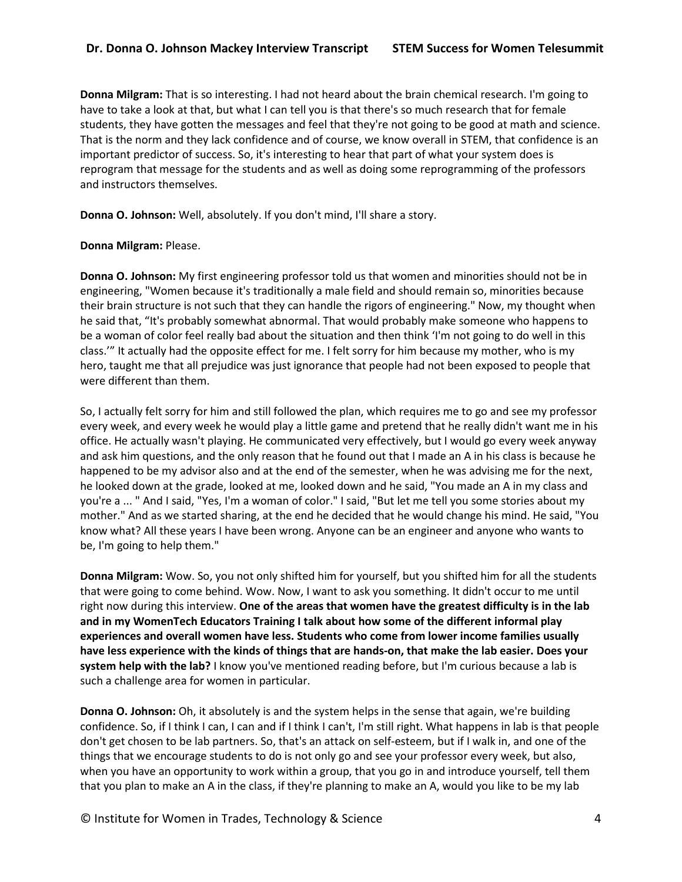**Donna Milgram:** That is so interesting. I had not heard about the brain chemical research. I'm going to have to take a look at that, but what I can tell you is that there's so much research that for female students, they have gotten the messages and feel that they're not going to be good at math and science. That is the norm and they lack confidence and of course, we know overall in STEM, that confidence is an important predictor of success. So, it's interesting to hear that part of what your system does is reprogram that message for the students and as well as doing some reprogramming of the professors and instructors themselves.

**Donna O. Johnson:** Well, absolutely. If you don't mind, I'll share a story.

**Donna Milgram:** Please.

**Donna O. Johnson:** My first engineering professor told us that women and minorities should not be in engineering, "Women because it's traditionally a male field and should remain so, minorities because their brain structure is not such that they can handle the rigors of engineering." Now, my thought when he said that, "It's probably somewhat abnormal. That would probably make someone who happens to be a woman of color feel really bad about the situation and then think 'I'm not going to do well in this class.'" It actually had the opposite effect for me. I felt sorry for him because my mother, who is my hero, taught me that all prejudice was just ignorance that people had not been exposed to people that were different than them.

So, I actually felt sorry for him and still followed the plan, which requires me to go and see my professor every week, and every week he would play a little game and pretend that he really didn't want me in his office. He actually wasn't playing. He communicated very effectively, but I would go every week anyway and ask him questions, and the only reason that he found out that I made an A in his class is because he happened to be my advisor also and at the end of the semester, when he was advising me for the next, he looked down at the grade, looked at me, looked down and he said, "You made an A in my class and you're a ... " And I said, "Yes, I'm a woman of color." I said, "But let me tell you some stories about my mother." And as we started sharing, at the end he decided that he would change his mind. He said, "You know what? All these years I have been wrong. Anyone can be an engineer and anyone who wants to be, I'm going to help them."

**Donna Milgram:** Wow. So, you not only shifted him for yourself, but you shifted him for all the students that were going to come behind. Wow. Now, I want to ask you something. It didn't occur to me until right now during this interview. **One of the areas that women have the greatest difficulty is in the lab and in my WomenTech Educators Training I talk about how some of the different informal play experiences and overall women have less. Students who come from lower income families usually have less experience with the kinds of things that are hands-on, that make the lab easier. Does your system help with the lab?** I know you've mentioned reading before, but I'm curious because a lab is such a challenge area for women in particular.

**Donna O. Johnson:** Oh, it absolutely is and the system helps in the sense that again, we're building confidence. So, if I think I can, I can and if I think I can't, I'm still right. What happens in lab is that people don't get chosen to be lab partners. So, that's an attack on self-esteem, but if I walk in, and one of the things that we encourage students to do is not only go and see your professor every week, but also, when you have an opportunity to work within a group, that you go in and introduce yourself, tell them that you plan to make an A in the class, if they're planning to make an A, would you like to be my lab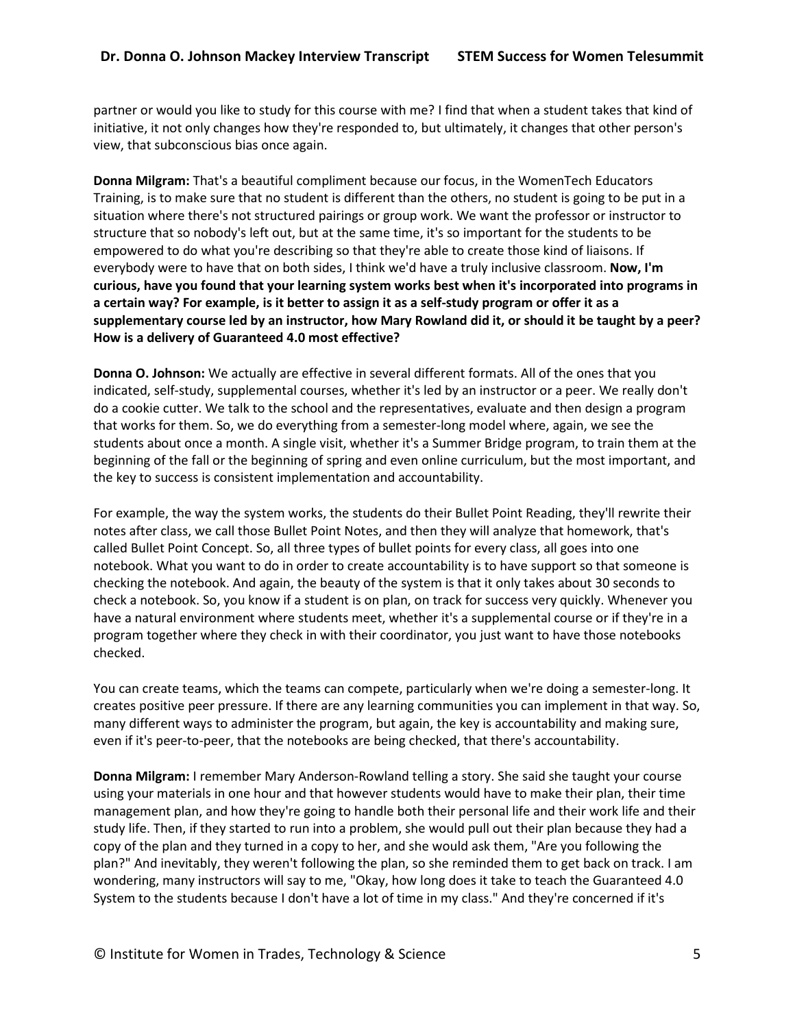partner or would you like to study for this course with me? I find that when a student takes that kind of initiative, it not only changes how they're responded to, but ultimately, it changes that other person's view, that subconscious bias once again.

**Donna Milgram:** That's a beautiful compliment because our focus, in the WomenTech Educators Training, is to make sure that no student is different than the others, no student is going to be put in a situation where there's not structured pairings or group work. We want the professor or instructor to structure that so nobody's left out, but at the same time, it's so important for the students to be empowered to do what you're describing so that they're able to create those kind of liaisons. If everybody were to have that on both sides, I think we'd have a truly inclusive classroom. **Now, I'm curious, have you found that your learning system works best when it's incorporated into programs in a certain way? For example, is it better to assign it as a self-study program or offer it as a supplementary course led by an instructor, how Mary Rowland did it, or should it be taught by a peer? How is a delivery of Guaranteed 4.0 most effective?**

**Donna O. Johnson:** We actually are effective in several different formats. All of the ones that you indicated, self-study, supplemental courses, whether it's led by an instructor or a peer. We really don't do a cookie cutter. We talk to the school and the representatives, evaluate and then design a program that works for them. So, we do everything from a semester-long model where, again, we see the students about once a month. A single visit, whether it's a Summer Bridge program, to train them at the beginning of the fall or the beginning of spring and even online curriculum, but the most important, and the key to success is consistent implementation and accountability.

For example, the way the system works, the students do their Bullet Point Reading, they'll rewrite their notes after class, we call those Bullet Point Notes, and then they will analyze that homework, that's called Bullet Point Concept. So, all three types of bullet points for every class, all goes into one notebook. What you want to do in order to create accountability is to have support so that someone is checking the notebook. And again, the beauty of the system is that it only takes about 30 seconds to check a notebook. So, you know if a student is on plan, on track for success very quickly. Whenever you have a natural environment where students meet, whether it's a supplemental course or if they're in a program together where they check in with their coordinator, you just want to have those notebooks checked.

You can create teams, which the teams can compete, particularly when we're doing a semester-long. It creates positive peer pressure. If there are any learning communities you can implement in that way. So, many different ways to administer the program, but again, the key is accountability and making sure, even if it's peer-to-peer, that the notebooks are being checked, that there's accountability.

**Donna Milgram:** I remember Mary Anderson-Rowland telling a story. She said she taught your course using your materials in one hour and that however students would have to make their plan, their time management plan, and how they're going to handle both their personal life and their work life and their study life. Then, if they started to run into a problem, she would pull out their plan because they had a copy of the plan and they turned in a copy to her, and she would ask them, "Are you following the plan?" And inevitably, they weren't following the plan, so she reminded them to get back on track. I am wondering, many instructors will say to me, "Okay, how long does it take to teach the Guaranteed 4.0 System to the students because I don't have a lot of time in my class." And they're concerned if it's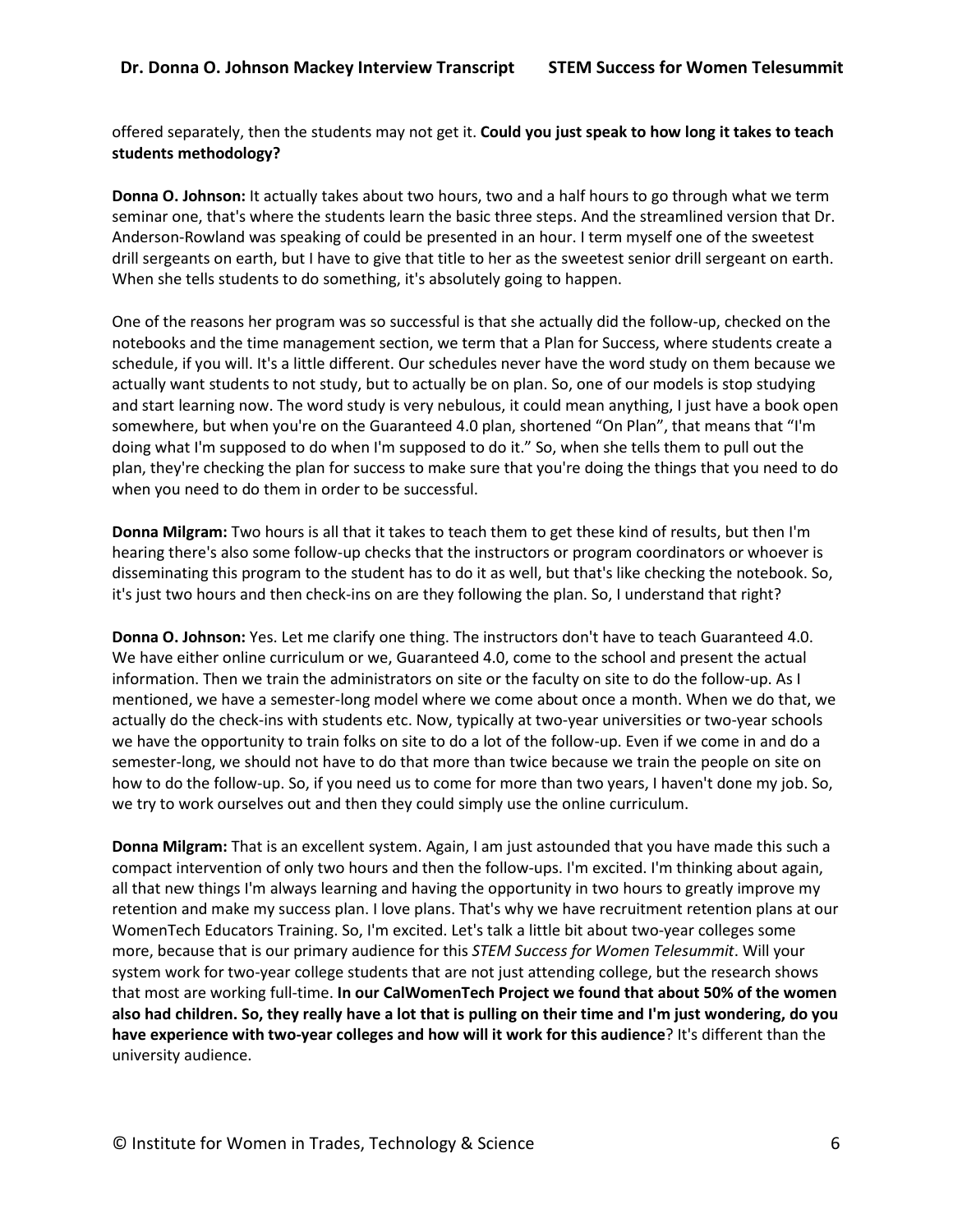offered separately, then the students may not get it. **Could you just speak to how long it takes to teach students methodology?**

**Donna O. Johnson:** It actually takes about two hours, two and a half hours to go through what we term seminar one, that's where the students learn the basic three steps. And the streamlined version that Dr. Anderson-Rowland was speaking of could be presented in an hour. I term myself one of the sweetest drill sergeants on earth, but I have to give that title to her as the sweetest senior drill sergeant on earth. When she tells students to do something, it's absolutely going to happen.

One of the reasons her program was so successful is that she actually did the follow-up, checked on the notebooks and the time management section, we term that a Plan for Success, where students create a schedule, if you will. It's a little different. Our schedules never have the word study on them because we actually want students to not study, but to actually be on plan. So, one of our models is stop studying and start learning now. The word study is very nebulous, it could mean anything, I just have a book open somewhere, but when you're on the Guaranteed 4.0 plan, shortened "On Plan", that means that "I'm doing what I'm supposed to do when I'm supposed to do it." So, when she tells them to pull out the plan, they're checking the plan for success to make sure that you're doing the things that you need to do when you need to do them in order to be successful.

**Donna Milgram:** Two hours is all that it takes to teach them to get these kind of results, but then I'm hearing there's also some follow-up checks that the instructors or program coordinators or whoever is disseminating this program to the student has to do it as well, but that's like checking the notebook. So, it's just two hours and then check-ins on are they following the plan. So, I understand that right?

**Donna O. Johnson:** Yes. Let me clarify one thing. The instructors don't have to teach Guaranteed 4.0. We have either online curriculum or we, Guaranteed 4.0, come to the school and present the actual information. Then we train the administrators on site or the faculty on site to do the follow-up. As I mentioned, we have a semester-long model where we come about once a month. When we do that, we actually do the check-ins with students etc. Now, typically at two-year universities or two-year schools we have the opportunity to train folks on site to do a lot of the follow-up. Even if we come in and do a semester-long, we should not have to do that more than twice because we train the people on site on how to do the follow-up. So, if you need us to come for more than two years, I haven't done my job. So, we try to work ourselves out and then they could simply use the online curriculum.

**Donna Milgram:** That is an excellent system. Again, I am just astounded that you have made this such a compact intervention of only two hours and then the follow-ups. I'm excited. I'm thinking about again, all that new things I'm always learning and having the opportunity in two hours to greatly improve my retention and make my success plan. I love plans. That's why we have recruitment retention plans at our WomenTech Educators Training. So, I'm excited. Let's talk a little bit about two-year colleges some more, because that is our primary audience for this *STEM Success for Women Telesummit*. Will your system work for two-year college students that are not just attending college, but the research shows that most are working full-time. **In our CalWomenTech Project we found that about 50% of the women also had children. So, they really have a lot that is pulling on their time and I'm just wondering, do you have experience with two-year colleges and how will it work for this audience**? It's different than the university audience.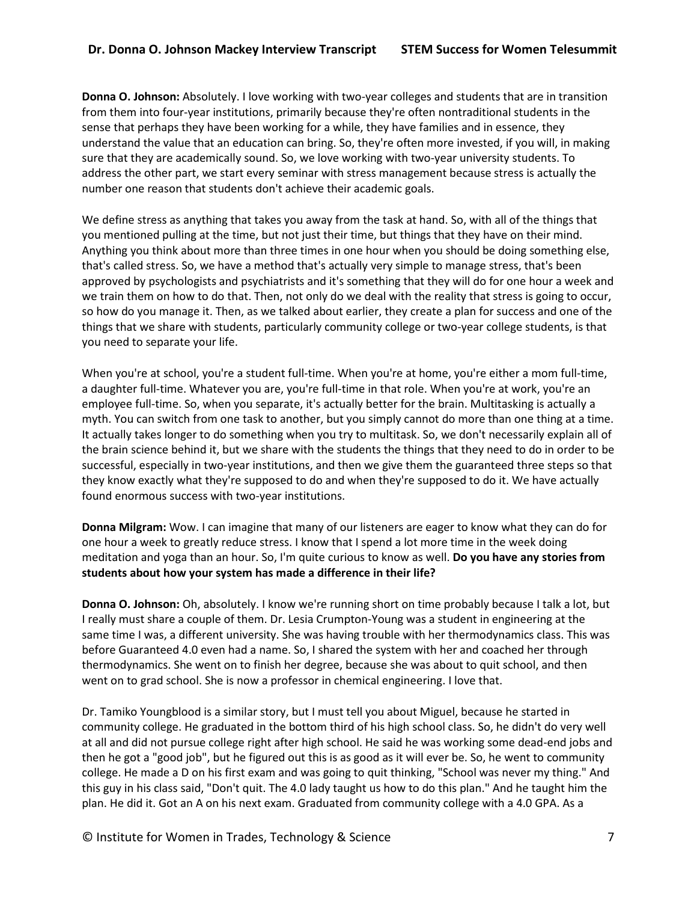**Donna O. Johnson:** Absolutely. I love working with two-year colleges and students that are in transition from them into four-year institutions, primarily because they're often nontraditional students in the sense that perhaps they have been working for a while, they have families and in essence, they understand the value that an education can bring. So, they're often more invested, if you will, in making sure that they are academically sound. So, we love working with two-year university students. To address the other part, we start every seminar with stress management because stress is actually the number one reason that students don't achieve their academic goals.

We define stress as anything that takes you away from the task at hand. So, with all of the things that you mentioned pulling at the time, but not just their time, but things that they have on their mind. Anything you think about more than three times in one hour when you should be doing something else, that's called stress. So, we have a method that's actually very simple to manage stress, that's been approved by psychologists and psychiatrists and it's something that they will do for one hour a week and we train them on how to do that. Then, not only do we deal with the reality that stress is going to occur, so how do you manage it. Then, as we talked about earlier, they create a plan for success and one of the things that we share with students, particularly community college or two-year college students, is that you need to separate your life.

When you're at school, you're a student full-time. When you're at home, you're either a mom full-time, a daughter full-time. Whatever you are, you're full-time in that role. When you're at work, you're an employee full-time. So, when you separate, it's actually better for the brain. Multitasking is actually a myth. You can switch from one task to another, but you simply cannot do more than one thing at a time. It actually takes longer to do something when you try to multitask. So, we don't necessarily explain all of the brain science behind it, but we share with the students the things that they need to do in order to be successful, especially in two-year institutions, and then we give them the guaranteed three steps so that they know exactly what they're supposed to do and when they're supposed to do it. We have actually found enormous success with two-year institutions.

**Donna Milgram:** Wow. I can imagine that many of our listeners are eager to know what they can do for one hour a week to greatly reduce stress. I know that I spend a lot more time in the week doing meditation and yoga than an hour. So, I'm quite curious to know as well. **Do you have any stories from students about how your system has made a difference in their life?**

**Donna O. Johnson:** Oh, absolutely. I know we're running short on time probably because I talk a lot, but I really must share a couple of them. Dr. Lesia Crumpton-Young was a student in engineering at the same time I was, a different university. She was having trouble with her thermodynamics class. This was before Guaranteed 4.0 even had a name. So, I shared the system with her and coached her through thermodynamics. She went on to finish her degree, because she was about to quit school, and then went on to grad school. She is now a professor in chemical engineering. I love that.

Dr. Tamiko Youngblood is a similar story, but I must tell you about Miguel, because he started in community college. He graduated in the bottom third of his high school class. So, he didn't do very well at all and did not pursue college right after high school. He said he was working some dead-end jobs and then he got a "good job", but he figured out this is as good as it will ever be. So, he went to community college. He made a D on his first exam and was going to quit thinking, "School was never my thing." And this guy in his class said, "Don't quit. The 4.0 lady taught us how to do this plan." And he taught him the plan. He did it. Got an A on his next exam. Graduated from community college with a 4.0 GPA. As a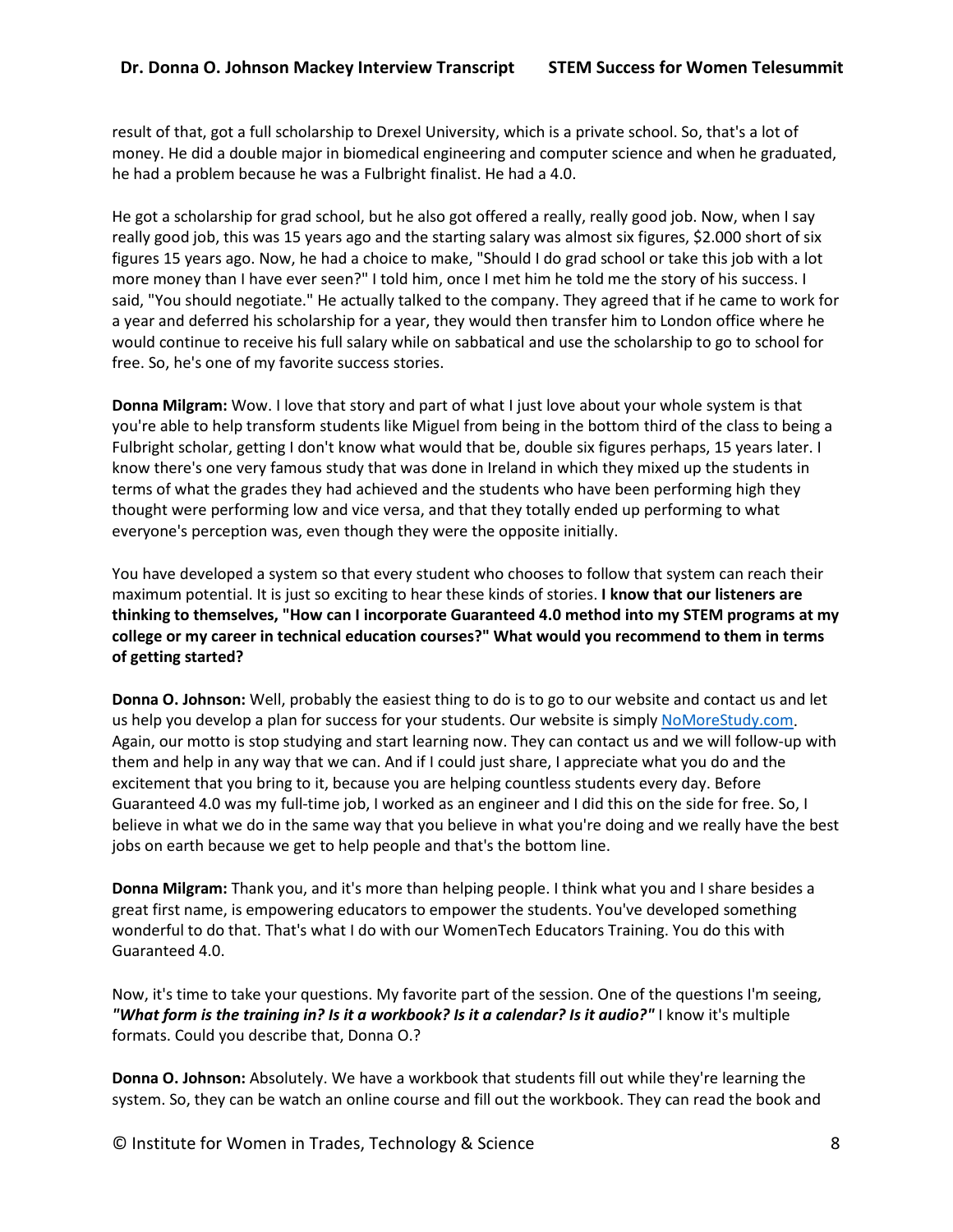result of that, got a full scholarship to Drexel University, which is a private school. So, that's a lot of money. He did a double major in biomedical engineering and computer science and when he graduated, he had a problem because he was a Fulbright finalist. He had a 4.0.

He got a scholarship for grad school, but he also got offered a really, really good job. Now, when I say really good job, this was 15 years ago and the starting salary was almost six figures, $2.000 short of six figures 15 years ago. Now, he had a choice to make, "Should I do grad school or take this job with a lot more money than I have ever seen?" I told him, once I met him he told me the story of his success. I said, "You should negotiate." He actually talked to the company. They agreed that if he came to work for a year and deferred his scholarship for a year, they would then transfer him to London office where he would continue to receive his full salary while on sabbatical and use the scholarship to go to school for free. So, he's one of my favorite success stories.

**Donna Milgram:** Wow. I love that story and part of what I just love about your whole system is that you're able to help transform students like Miguel from being in the bottom third of the class to being a Fulbright scholar, getting I don't know what would that be, double six figures perhaps, 15 years later. I know there's one very famous study that was done in Ireland in which they mixed up the students in terms of what the grades they had achieved and the students who have been performing high they thought were performing low and vice versa, and that they totally ended up performing to what everyone's perception was, even though they were the opposite initially.

You have developed a system so that every student who chooses to follow that system can reach their maximum potential. It is just so exciting to hear these kinds of stories. **I know that our listeners are thinking to themselves, "How can I incorporate Guaranteed 4.0 method into my STEM programs at my college or my career in technical education courses?" What would you recommend to them in terms of getting started?**

**Donna O. Johnson:** Well, probably the easiest thing to do is to go to our website and contact us and let us help you develop a plan for success for your students. Our website is simply [NoMoreStudy.com](NoMoreStudy.com). Again, our motto is stop studying and start learning now. They can contact us and we will follow-up with them and help in any way that we can. And if I could just share, I appreciate what you do and the excitement that you bring to it, because you are helping countless students every day. Before Guaranteed 4.0 was my full-time job, I worked as an engineer and I did this on the side for free. So, I believe in what we do in the same way that you believe in what you're doing and we really have the best jobs on earth because we get to help people and that's the bottom line.

**Donna Milgram:** Thank you, and it's more than helping people. I think what you and I share besides a great first name, is empowering educators to empower the students. You've developed something wonderful to do that. That's what I do with our WomenTech Educators Training. You do this with Guaranteed 4.0.

Now, it's time to take your questions. My favorite part of the session. One of the questions I'm seeing, ***"What form is the training in? Is it a workbook? Is it a calendar? Is it audio?"*** I know it's multiple formats. Could you describe that, Donna O.?

**Donna O. Johnson:** Absolutely. We have a workbook that students fill out while they're learning the system. So, they can be watch an online course and fill out the workbook. They can read the book and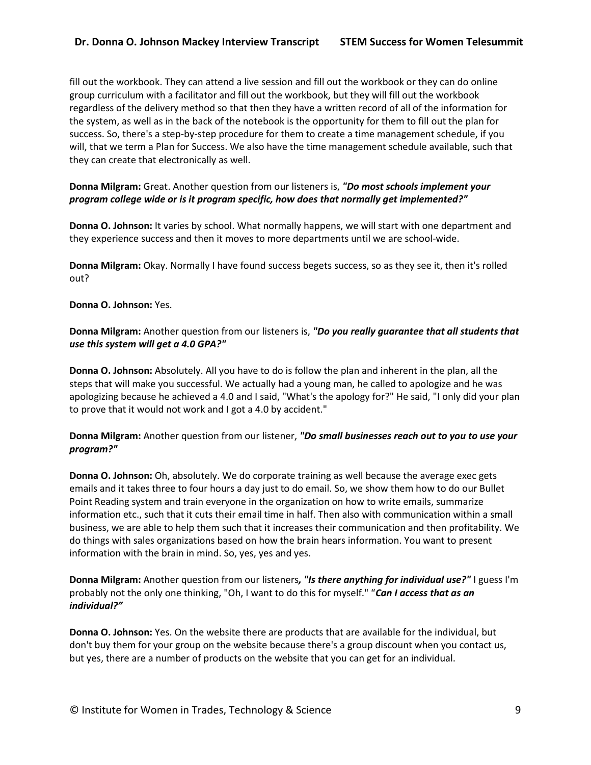fill out the workbook. They can attend a live session and fill out the workbook or they can do online group curriculum with a facilitator and fill out the workbook, but they will fill out the workbook regardless of the delivery method so that then they have a written record of all of the information for the system, as well as in the back of the notebook is the opportunity for them to fill out the plan for success. So, there's a step-by-step procedure for them to create a time management schedule, if you will, that we term a Plan for Success. We also have the time management schedule available, such that they can create that electronically as well.

**Donna Milgram:** Great. Another question from our listeners is, ***"Do most schools implement your program college wide or is it program specific, how does that normally get implemented?"***

**Donna O. Johnson:** It varies by school. What normally happens, we will start with one department and they experience success and then it moves to more departments until we are school-wide.

**Donna Milgram:** Okay. Normally I have found success begets success, so as they see it, then it's rolled out?

**Donna O. Johnson:** Yes.

**Donna Milgram:** Another question from our listeners is, ***"Do you really guarantee that all students that use this system will get a 4.0 GPA?"***

**Donna O. Johnson:** Absolutely. All you have to do is follow the plan and inherent in the plan, all the steps that will make you successful. We actually had a young man, he called to apologize and he was apologizing because he achieved a 4.0 and I said, "What's the apology for?" He said, "I only did your plan to prove that it would not work and I got a 4.0 by accident."

**Donna Milgram:** Another question from our listener, ***"Do small businesses reach out to you to use your program?"***

**Donna O. Johnson:** Oh, absolutely. We do corporate training as well because the average exec gets emails and it takes three to four hours a day just to do email. So, we show them how to do our Bullet Point Reading system and train everyone in the organization on how to write emails, summarize information etc., such that it cuts their email time in half. Then also with communication within a small business, we are able to help them such that it increases their communication and then profitability. We do things with sales organizations based on how the brain hears information. You want to present information with the brain in mind. So, yes, yes and yes.

**Donna Milgram:** Another question from our listeners***, "Is there anything for individual use?"*** I guess I'm probably not the only one thinking, "Oh, I want to do this for myself." "***Can I access that as an individual?"***

**Donna O. Johnson:** Yes. On the website there are products that are available for the individual, but don't buy them for your group on the website because there's a group discount when you contact us, but yes, there are a number of products on the website that you can get for an individual.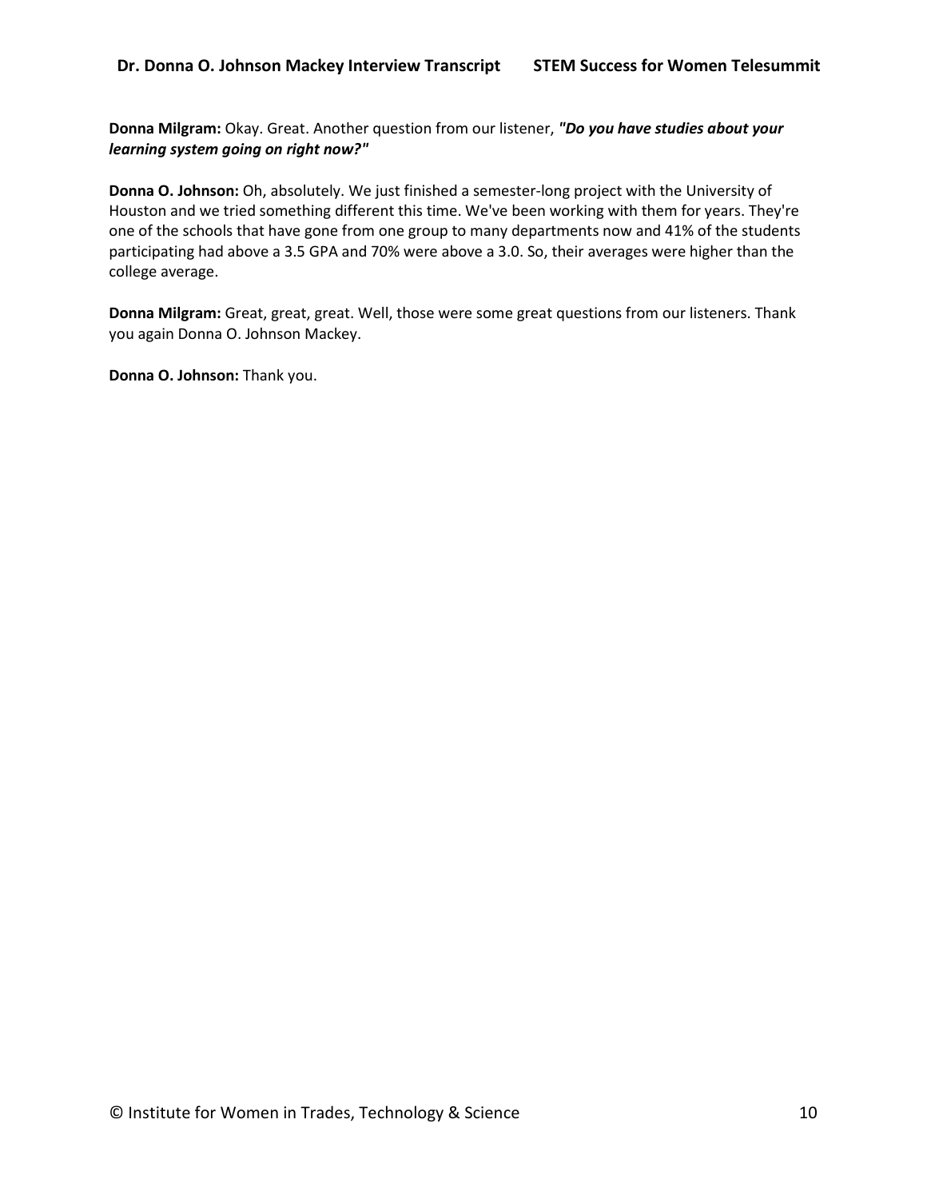**Donna Milgram:** Okay. Great. Another question from our listener, ***"Do you have studies about your learning system going on right now?"***

**Donna O. Johnson:** Oh, absolutely. We just finished a semester-long project with the University of Houston and we tried something different this time. We've been working with them for years. They're one of the schools that have gone from one group to many departments now and 41% of the students participating had above a 3.5 GPA and 70% were above a 3.0. So, their averages were higher than the college average.

**Donna Milgram:** Great, great, great. Well, those were some great questions from our listeners. Thank you again Donna O. Johnson Mackey.

**Donna O. Johnson:** Thank you.